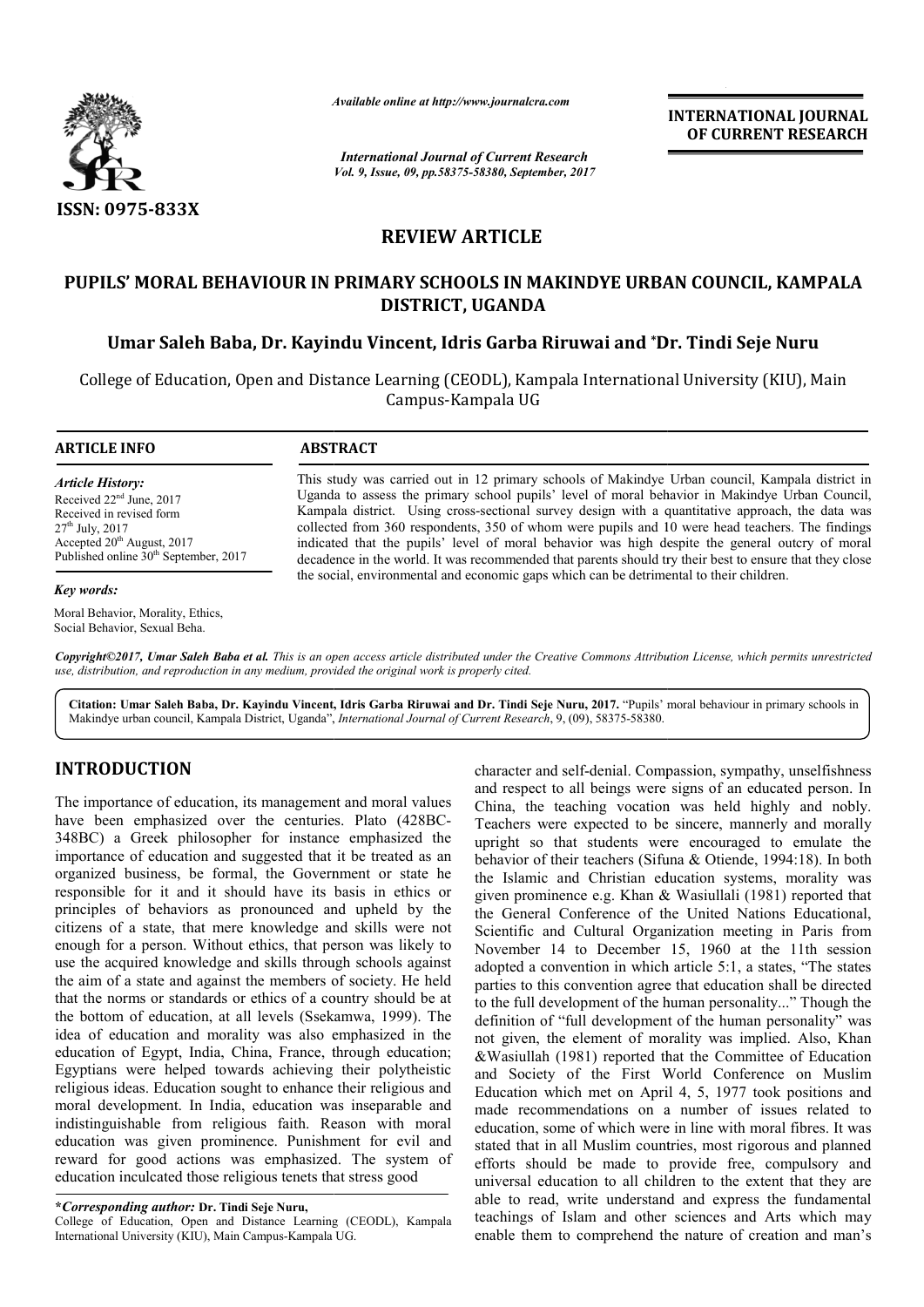ISSN: 0975-833X

*Available online at http://www.journalcra.com*

*International Journal of Current Research*
*Vol. 9, Issue, 09, pp.58375-58380, September, 2017*

**INTERNATIONAL JOURNAL OF CURRENT RESEARCH**

# REVIEW ARTICLE

# PUPILS' MORAL BEHAVIOUR IN PRIMARY SCHOOLS IN MAKINDYE URBAN COUNCIL, KAMPALA DISTRICT, UGANDA

**Umar Saleh Baba, Dr. Kayindu Vincent, Idris Garba Riruwai and \*Dr. Tindi Seje Nuru**

College of Education, Open and Distance Learning (CEODL), Kampala International University (KIU), Main Campus-Kampala UG

**ARTICLE INFO**

*Article History:*
Received 22nd June, 2017
Received in revised form
27th July, 2017
Accepted 20th August, 2017
Published online 30th September, 2017

*Key words:*
Moral Behavior, Morality, Ethics, Social Behavior, Sexual Beha.

**ABSTRACT**

This study was carried out in 12 primary schools of Makindye Urban council, Kampala district in Uganda to assess the primary school pupils' level of moral behavior in Makindye Urban Council, Kampala district. Using cross-sectional survey design with a quantitative approach, the data was collected from 360 respondents, 350 of whom were pupils and 10 were head teachers. The findings indicated that the pupils' level of moral behavior was high despite the general outcry of moral decadence in the world. It was recommended that parents should try their best to ensure that they close the social, environmental and economic gaps which can be detrimental to their children.

*Copyright©2017, Umar Saleh Baba et al. This is an open access article distributed under the Creative Commons Attribution License, which permits unrestricted use, distribution, and reproduction in any medium, provided the original work is properly cited.*

**Citation: Umar Saleh Baba, Dr. Kayindu Vincent, Idris Garba Riruwai and Dr. Tindi Seje Nuru, 2017.** "Pupils' moral behaviour in primary schools in Makindye urban council, Kampala District, Uganda", *International Journal of Current Research*, 9, (09), 58375-58380.

## INTRODUCTION

The importance of education, its management and moral values have been emphasized over the centuries. Plato (428BC-348BC) a Greek philosopher for instance emphasized the importance of education and suggested that it be treated as an organized business, be formal, the Government or state he responsible for it and it should have its basis in ethics or principles of behaviors as pronounced and upheld by the citizens of a state, that mere knowledge and skills were not enough for a person. Without ethics, that person was likely to use the acquired knowledge and skills through schools against the aim of a state and against the members of society. He held that the norms or standards or ethics of a country should be at the bottom of education, at all levels (Ssekamwa, 1999). The idea of education and morality was also emphasized in the education of Egypt, India, China, France, through education; Egyptians were helped towards achieving their polytheistic religious ideas. Education sought to enhance their religious and moral development. In India, education was inseparable and indistinguishable from religious faith. Reason with moral education was given prominence. Punishment for evil and reward for good actions was emphasized. The system of education inculcated those religious tenets that stress good character and self-denial. Compassion, sympathy, unselfishness and respect to all beings were signs of an educated person. In China, the teaching vocation was held highly and nobly. Teachers were expected to be sincere, mannerly and morally upright so that students were encouraged to emulate the behavior of their teachers (Sifuna & Otiende, 1994:18). In both the Islamic and Christian education systems, morality was given prominence e.g. Khan & Wasiullali (1981) reported that the General Conference of the United Nations Educational, Scientific and Cultural Organization meeting in Paris from November 14 to December 15, 1960 at the 11th session adopted a convention in which article 5:1, a states, "The states parties to this convention agree that education shall be directed to the full development of the human personality..." Though the definition of "full development of the human personality" was not given, the element of morality was implied. Also, Khan &Wasiullah (1981) reported that the Committee of Education and Society of the First World Conference on Muslim Education which met on April 4, 5, 1977 took positions and made recommendations on a number of issues related to education, some of which were in line with moral fibres. It was stated that in all Muslim countries, most rigorous and planned efforts should be made to provide free, compulsory and universal education to all children to the extent that they are able to read, write understand and express the fundamental teachings of Islam and other sciences and Arts which may enable them to comprehend the nature of creation and man's

**\*Corresponding author: Dr. Tindi Seje Nuru,**
College of Education, Open and Distance Learning (CEODL), Kampala International University (KIU), Main Campus-Kampala UG.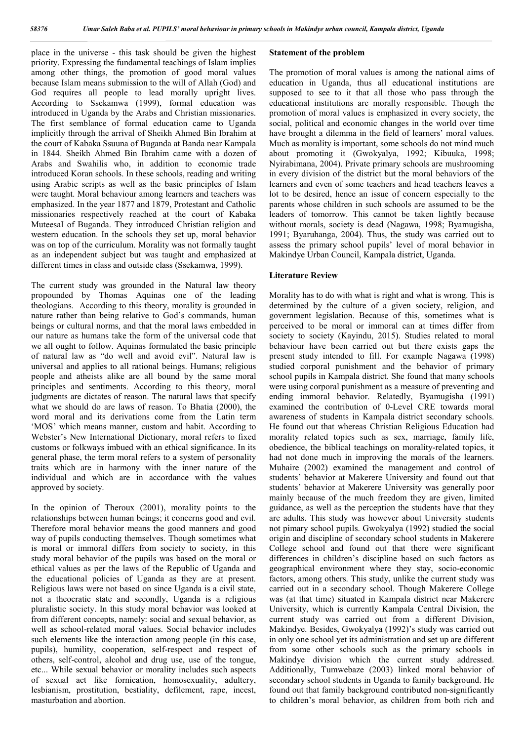place in the universe - this task should be given the highest priority. Expressing the fundamental teachings of Islam implies among other things, the promotion of good moral values because Islam means submission to the will of Allah (God) and God requires all people to lead morally upright lives. According to Ssekamwa (1999), formal education was introduced in Uganda by the Arabs and Christian missionaries. The first semblance of formal education came to Uganda implicitly through the arrival of Sheikh Ahmed Bin Ibrahim at the court of Kabaka Ssuuna of Buganda at Banda near Kampala in 1844. Sheikh Ahmed Bin Ibrahim came with a dozen of Arabs and Swahilis who, in addition to economic trade introduced Koran schools. In these schools, reading and writing using Arabic scripts as well as the basic principles of Islam were taught. Moral behaviour among learners and teachers was emphasized. In the year 1877 and 1879, Protestant and Catholic missionaries respectively reached at the court of Kabaka Muteesal of Buganda. They introduced Christian religion and western education. In the schools they set up, moral behavior was on top of the curriculum. Morality was not formally taught as an independent subject but was taught and emphasized at different times in class and outside class (Ssekamwa, 1999).

The current study was grounded in the Natural law theory propounded by Thomas Aquinas one of the leading theologians. According to this theory, morality is grounded in nature rather than being relative to God's commands, human beings or cultural norms, and that the moral laws embedded in our nature as humans take the form of the universal code that we all ought to follow. Aquinas formulated the basic principle of natural law as "do well and avoid evil". Natural law is universal and applies to all rational beings. Humans; religious people and atheists alike are all bound by the same moral principles and sentiments. According to this theory, moral judgments are dictates of reason. The natural laws that specify what we should do are laws of reason. To Bhatia (2000), the word moral and its derivations come from the Latin term 'MOS' which means manner, custom and habit. According to Webster's New International Dictionary, moral refers to fixed customs or folkways imbued with an ethical significance. In its general phase, the term moral refers to a system of personality traits which are in harmony with the inner nature of the individual and which are in accordance with the values approved by society.

In the opinion of Theroux (2001), morality points to the relationships between human beings; it concerns good and evil. Therefore moral behavior means the good manners and good way of pupils conducting themselves. Though sometimes what is moral or immoral differs from society to society, in this study moral behavior of the pupils was based on the moral or ethical values as per the laws of the Republic of Uganda and the educational policies of Uganda as they are at present. Religious laws were not based on since Uganda is a civil state, not a theocratic state and secondly, Uganda is a religious pluralistic society. In this study moral behavior was looked at from different concepts, namely: social and sexual behavior, as well as school-related moral values. Social behavior includes such elements like the interaction among people (in this case, pupils), humility, cooperation, self-respect and respect of others, self-control, alcohol and drug use, use of the tongue, etc... While sexual behavior or morality includes such aspects of sexual act like fornication, homosexuality, adultery, lesbianism, prostitution, bestiality, defilement, rape, incest, masturbation and abortion.

## Statement of the problem

The promotion of moral values is among the national aims of education in Uganda, thus all educational institutions are supposed to see to it that all those who pass through the educational institutions are morally responsible. Though the promotion of moral values is emphasized in every society, the social, political and economic changes in the world over time have brought a dilemma in the field of learners' moral values. Much as morality is important, some schools do not mind much about promoting it (Gwokyalya, 1992; Kibuuka, 1998; Nyirabimana, 2004). Private primary schools are mushrooming in every division of the district but the moral behaviors of the learners and even of some teachers and head teachers leaves a lot to be desired, hence an issue of concern especially to the parents whose children in such schools are assumed to be the leaders of tomorrow. This cannot be taken lightly because without morals, society is dead (Nagawa, 1998; Byamugisha, 1991; Byaruhanga, 2004). Thus, the study was carried out to assess the primary school pupils' level of moral behavior in Makindye Urban Council, Kampala district, Uganda.

## Literature Review

Morality has to do with what is right and what is wrong. This is determined by the culture of a given society, religion, and government legislation. Because of this, sometimes what is perceived to be moral or immoral can at times differ from society to society (Kayindu, 2015). Studies related to moral behaviour have been carried out but there exists gaps the present study intended to fill. For example Nagawa (1998) studied corporal punishment and the behavior of primary school pupils in Kampala district. She found that many schools were using corporal punishment as a measure of preventing and ending immoral behavior. Relatedly, Byamugisha (1991) examined the contribution of 0-Level CRE towards moral awareness of students in Kampala district secondary schools. He found out that whereas Christian Religious Education had morality related topics such as sex, marriage, family life, obedience, the biblical teachings on morality-related topics, it had not done much in improving the morals of the learners. Muhaire (2002) examined the management and control of students' behavior at Makerere University and found out that students' behavior at Makerere University was generally poor mainly because of the much freedom they are given, limited guidance, as well as the perception the students have that they are adults. This study was however about University students not pimary school pupils. Gwokyalya (1992) studied the social origin and discipline of secondary school students in Makerere College school and found out that there were significant differences in children's discipline based on such factors as geographical environment where they stay, socio-economic factors, among others. This study, unlike the current study was carried out in a secondary school. Though Makerere College was (at that time) situated in Kampala district near Makerere University, which is currently Kampala Central Division, the current study was carried out from a different Division, Makindye. Besides, Gwokyalya (1992)'s study was carried out in only one school yet its administration and set up are different from some other schools such as the primary schools in Makindye division which the current study addressed. Additionally, Tumwebaze (2003) linked moral behavior of secondary school students in Uganda to family background. He found out that family background contributed non-significantly to children's moral behavior, as children from both rich and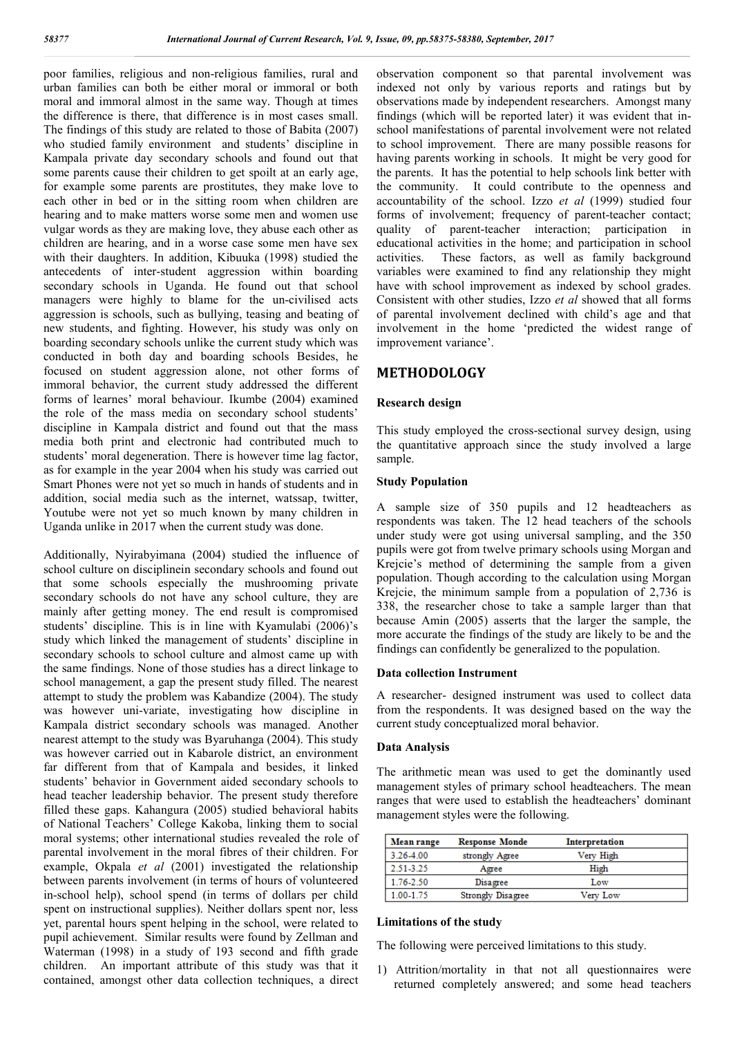poor families, religious and non-religious families, rural and urban families can both be either moral or immoral or both moral and immoral almost in the same way. Though at times the difference is there, that difference is in most cases small. The findings of this study are related to those of Babita (2007) who studied family environment and students' discipline in Kampala private day secondary schools and found out that some parents cause their children to get spoilt at an early age, for example some parents are prostitutes, they make love to each other in bed or in the sitting room when children are hearing and to make matters worse some men and women use vulgar words as they are making love, they abuse each other as children are hearing, and in a worse case some men have sex with their daughters. In addition, Kibuuka (1998) studied the antecedents of inter-student aggression within boarding secondary schools in Uganda. He found out that school managers were highly to blame for the un-civilised acts aggression is schools, such as bullying, teasing and beating of new students, and fighting. However, his study was only on boarding secondary schools unlike the current study which was conducted in both day and boarding schools Besides, he focused on student aggression alone, not other forms of immoral behavior, the current study addressed the different forms of learnes' moral behaviour. Ikumbe (2004) examined the role of the mass media on secondary school students' discipline in Kampala district and found out that the mass media both print and electronic had contributed much to students' moral degeneration. There is however time lag factor, as for example in the year 2004 when his study was carried out Smart Phones were not yet so much in hands of students and in addition, social media such as the internet, watssap, twitter, Youtube were not yet so much known by many children in Uganda unlike in 2017 when the current study was done.

Additionally, Nyirabyimana (2004) studied the influence of school culture on disciplinein secondary schools and found out that some schools especially the mushrooming private secondary schools do not have any school culture, they are mainly after getting money. The end result is compromised students' discipline. This is in line with Kyamulabi (2006)'s study which linked the management of students' discipline in secondary schools to school culture and almost came up with the same findings. None of those studies has a direct linkage to school management, a gap the present study filled. The nearest attempt to study the problem was Kabandize (2004). The study was however uni-variate, investigating how discipline in Kampala district secondary schools was managed. Another nearest attempt to the study was Byaruhanga (2004). This study was however carried out in Kabarole district, an environment far different from that of Kampala and besides, it linked students' behavior in Government aided secondary schools to head teacher leadership behavior. The present study therefore filled these gaps. Kahangura (2005) studied behavioral habits of National Teachers' College Kakoba, linking them to social moral systems; other international studies revealed the role of parental involvement in the moral fibres of their children. For example, Okpala *et al* (2001) investigated the relationship between parents involvement (in terms of hours of volunteered in-school help), school spend (in terms of dollars per child spent on instructional supplies). Neither dollars spent nor, less yet, parental hours spent helping in the school, were related to pupil achievement. Similar results were found by Zellman and Waterman (1998) in a study of 193 second and fifth grade children. An important attribute of this study was that it contained, amongst other data collection techniques, a direct observation component so that parental involvement was indexed not only by various reports and ratings but by observations made by independent researchers. Amongst many findings (which will be reported later) it was evident that in-school manifestations of parental involvement were not related to school improvement. There are many possible reasons for having parents working in schools. It might be very good for the parents. It has the potential to help schools link better with the community. It could contribute to the openness and accountability of the school. Izzo *et al* (1999) studied four forms of involvement; frequency of parent-teacher contact; quality of parent-teacher interaction; participation in educational activities in the home; and participation in school activities. These factors, as well as family background variables were examined to find any relationship they might have with school improvement as indexed by school grades. Consistent with other studies, Izzo *et al* showed that all forms of parental involvement declined with child's age and that involvement in the home 'predicted the widest range of improvement variance'.

## METHODOLOGY

### Research design

This study employed the cross-sectional survey design, using the quantitative approach since the study involved a large sample.

### Study Population

A sample size of 350 pupils and 12 headteachers as respondents was taken. The 12 head teachers of the schools under study were got using universal sampling, and the 350 pupils were got from twelve primary schools using Morgan and Krejcie's method of determining the sample from a given population. Though according to the calculation using Morgan Krejcie, the minimum sample from a population of 2,736 is 338, the researcher chose to take a sample larger than that because Amin (2005) asserts that the larger the sample, the more accurate the findings of the study are likely to be and the findings can confidently be generalized to the population.

### Data collection Instrument

A researcher- designed instrument was used to collect data from the respondents. It was designed based on the way the current study conceptualized moral behavior.

### Data Analysis

The arithmetic mean was used to get the dominantly used management styles of primary school headteachers. The mean ranges that were used to establish the headteachers' dominant management styles were the following.

| Mean range | Response Monde | Interpretation |
|---|---|---|
| 3.26-4.00 | strongly Agree | Very High |
| 2.51-3.25 | Agree | High |
| 1.76-2.50 | Disagree | Low |
| 1.00-1.75 | Strongly Disagree | Very Low |

### Limitations of the study

The following were perceived limitations to this study.

1) Attrition/mortality in that not all questionnaires were returned completely answered; and some head teachers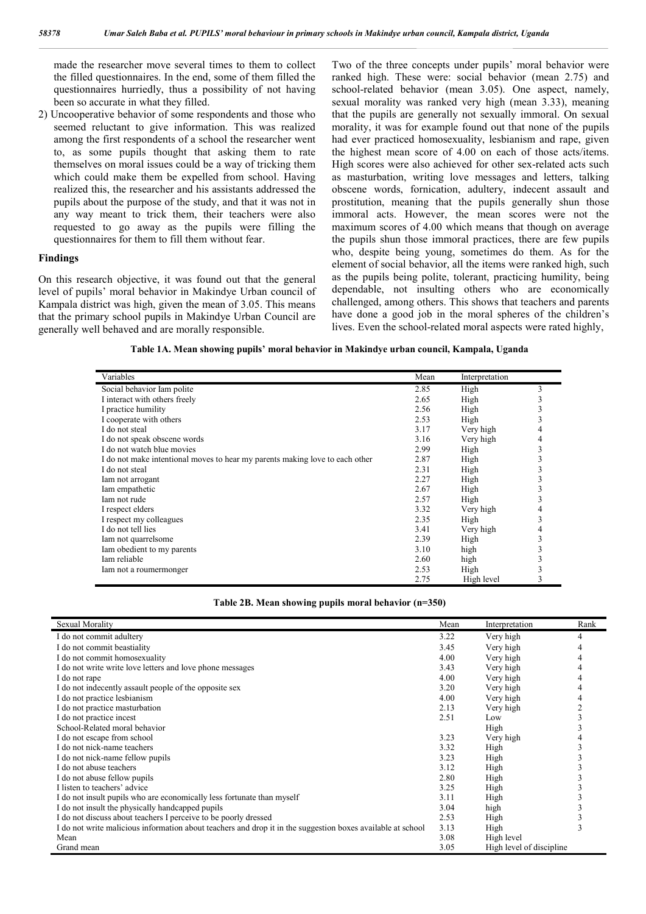made the researcher move several times to them to collect the filled questionnaires. In the end, some of them filled the questionnaires hurriedly, thus a possibility of not having been so accurate in what they filled.

2) Uncooperative behavior of some respondents and those who seemed reluctant to give information. This was realized among the first respondents of a school the researcher went to, as some pupils thought that asking them to rate themselves on moral issues could be a way of tricking them which could make them be expelled from school. Having realized this, the researcher and his assistants addressed the pupils about the purpose of the study, and that it was not in any way meant to trick them, their teachers were also requested to go away as the pupils were filling the questionnaires for them to fill them without fear.

### Findings

On this research objective, it was found out that the general level of pupils' moral behavior in Makindye Urban council of Kampala district was high, given the mean of 3.05. This means that the primary school pupils in Makindye Urban Council are generally well behaved and are morally responsible.

Two of the three concepts under pupils' moral behavior were ranked high. These were: social behavior (mean 2.75) and school-related behavior (mean 3.05). One aspect, namely, sexual morality was ranked very high (mean 3.33), meaning that the pupils are generally not sexually immoral. On sexual morality, it was for example found out that none of the pupils had ever practiced homosexuality, lesbianism and rape, given the highest mean score of 4.00 on each of those acts/items. High scores were also achieved for other sex-related acts such as masturbation, writing love messages and letters, talking obscene words, fornication, adultery, indecent assault and prostitution, meaning that the pupils generally shun those immoral acts. However, the mean scores were not the maximum scores of 4.00 which means that though on average the pupils shun those immoral practices, there are few pupils who, despite being young, sometimes do them. As for the element of social behavior, all the items were ranked high, such as the pupils being polite, tolerant, practicing humility, being dependable, not insulting others who are economically challenged, among others. This shows that teachers and parents have done a good job in the moral spheres of the children's lives. Even the school-related moral aspects were rated highly,

**Table 1A. Mean showing pupils' moral behavior in Makindye urban council, Kampala, Uganda**

| Variables | Mean | Interpretation | |
|---|---|---|---|
| Social behavior Iam polite | 2.85 | High | 3 |
| I interact with others freely | 2.65 | High | 3 |
| I practice humility | 2.56 | High | 3 |
| I cooperate with others | 2.53 | High | 3 |
| I do not steal | 3.17 | Very high | 4 |
| I do not speak obscene words | 3.16 | Very high | 4 |
| I do not watch blue movies | 2.99 | High | 3 |
| I do not make intentional moves to hear my parents making love to each other | 2.87 | High | 3 |
| I do not steal | 2.31 | High | 3 |
| Iam not arrogant | 2.27 | High | 3 |
| Iam empathetic | 2.67 | High | 3 |
| Iam not rude | 2.57 | High | 3 |
| I respect elders | 3.32 | Very high | 4 |
| I respect my colleagues | 2.35 | High | 3 |
| I do not tell lies | 3.41 | Very high | 4 |
| Iam not quarrelsome | 2.39 | High | 3 |
| Iam obedient to my parents | 3.10 | high | 3 |
| Iam reliable | 2.60 | high | 3 |
| Iam not a roumermonger | 2.53 | High | 3 |
| | 2.75 | High level | 3 |

**Table 2B. Mean showing pupils moral behavior (n=350)**

| Sexual Morality | Mean | Interpretation | Rank |
|---|---|---|---|
| I do not commit adultery | 3.22 | Very high | 4 |
| I do not commit beastiality | 3.45 | Very high | 4 |
| I do not commit homosexuality | 4.00 | Very high | 4 |
| I do not write write love letters and love phone messages | 3.43 | Very high | 4 |
| I do not rape | 4.00 | Very high | 4 |
| I do not indecently assault people of the opposite sex | 3.20 | Very high | 4 |
| I do not practice lesbianism | 4.00 | Very high | 4 |
| I do not practice masturbation | 2.13 | Very high | 2 |
| I do not practice incest | 2.51 | Low | 3 |
| School-Related moral behavior | | High | 3 |
| I do not escape from school | 3.23 | Very high | 4 |
| I do not nick-name teachers | 3.32 | High | 3 |
| I do not nick-name fellow pupils | 3.23 | High | 3 |
| I do not abuse teachers | 3.12 | High | 3 |
| I do not abuse fellow pupils | 2.80 | High | 3 |
| I listen to teachers' advice | 3.25 | High | 3 |
| I do not insult pupils who are economically less fortunate than myself | 3.11 | High | 3 |
| I do not insult the physically handcapped pupils | 3.04 | high | 3 |
| I do not discuss about teachers I perceive to be poorly dressed | 2.53 | High | 3 |
| I do not write malicious information about teachers and drop it in the suggestion boxes available at school | 3.13 | High | 3 |
| Mean | 3.08 | High level | |
| Grand mean | 3.05 | High level of discipline | |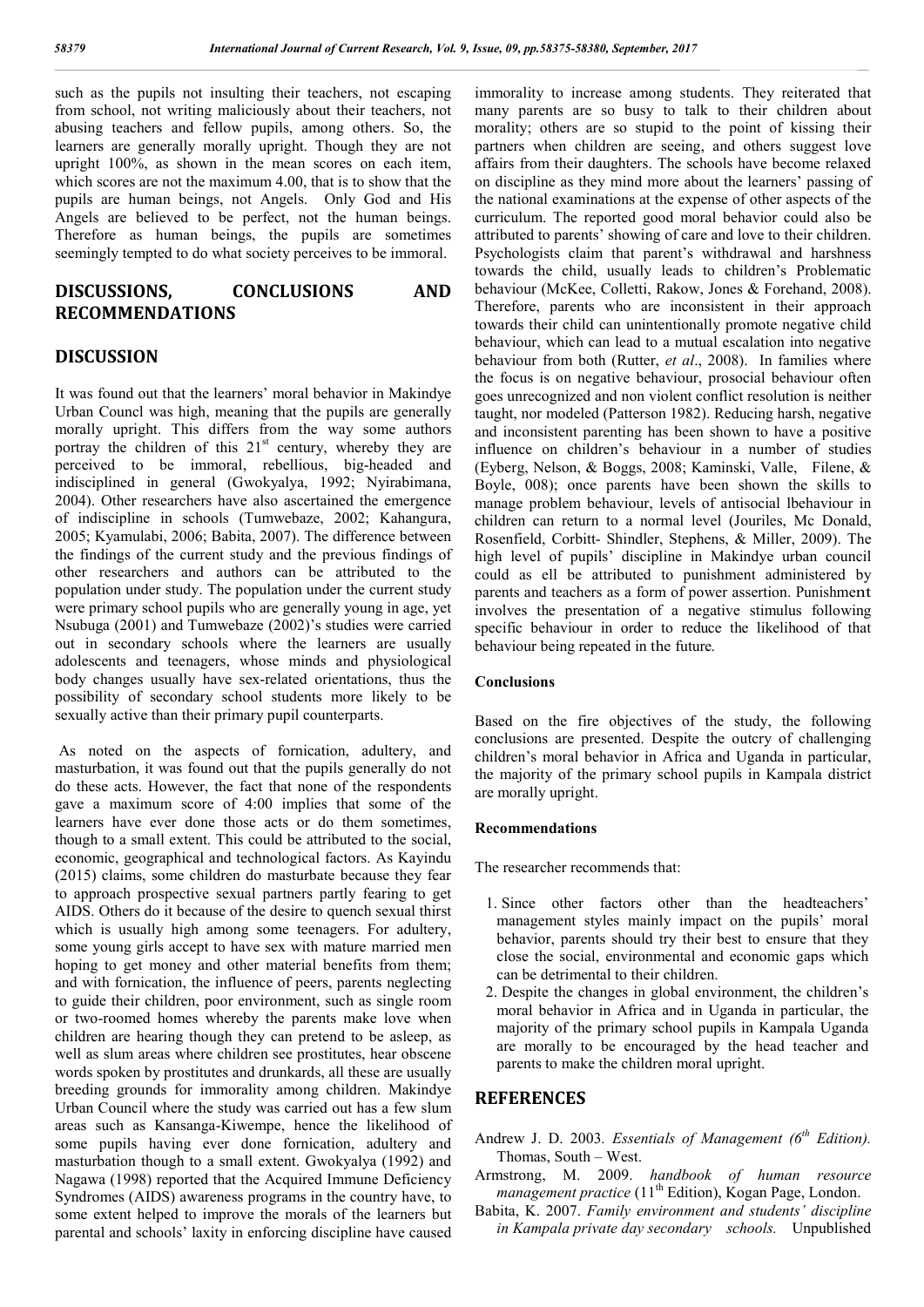such as the pupils not insulting their teachers, not escaping from school, not writing maliciously about their teachers, not abusing teachers and fellow pupils, among others. So, the learners are generally morally upright. Though they are not upright 100%, as shown in the mean scores on each item, which scores are not the maximum 4.00, that is to show that the pupils are human beings, not Angels. Only God and His Angels are believed to be perfect, not the human beings. Therefore as human beings, the pupils are sometimes seemingly tempted to do what society perceives to be immoral.

## DISCUSSIONS, CONCLUSIONS AND RECOMMENDATIONS

## DISCUSSION

It was found out that the learners' moral behavior in Makindye Urban Councl was high, meaning that the pupils are generally morally upright. This differs from the way some authors portray the children of this $21^{st}$ century, whereby they are perceived to be immoral, rebellious, big-headed and indisciplined in general (Gwokyalya, 1992; Nyirabimana, 2004). Other researchers have also ascertained the emergence of indiscipline in schools (Tumwebaze, 2002; Kahangura, 2005; Kyamulabi, 2006; Babita, 2007). The difference between the findings of the current study and the previous findings of other researchers and authors can be attributed to the population under study. The population under the current study were primary school pupils who are generally young in age, yet Nsubuga (2001) and Tumwebaze (2002)'s studies were carried out in secondary schools where the learners are usually adolescents and teenagers, whose minds and physiological body changes usually have sex-related orientations, thus the possibility of secondary school students more likely to be sexually active than their primary pupil counterparts.

As noted on the aspects of fornication, adultery, and masturbation, it was found out that the pupils generally do not do these acts. However, the fact that none of the respondents gave a maximum score of 4:00 implies that some of the learners have ever done those acts or do them sometimes, though to a small extent. This could be attributed to the social, economic, geographical and technological factors. As Kayindu (2015) claims, some children do masturbate because they fear to approach prospective sexual partners partly fearing to get AIDS. Others do it because of the desire to quench sexual thirst which is usually high among some teenagers. For adultery, some young girls accept to have sex with mature married men hoping to get money and other material benefits from them; and with fornication, the influence of peers, parents neglecting to guide their children, poor environment, such as single room or two-roomed homes whereby the parents make love when children are hearing though they can pretend to be asleep, as well as slum areas where children see prostitutes, hear obscene words spoken by prostitutes and drunkards, all these are usually breeding grounds for immorality among children. Makindye Urban Council where the study was carried out has a few slum areas such as Kansanga-Kiwempe, hence the likelihood of some pupils having ever done fornication, adultery and masturbation though to a small extent. Gwokyalya (1992) and Nagawa (1998) reported that the Acquired Immune Deficiency Syndromes (AIDS) awareness programs in the country have, to some extent helped to improve the morals of the learners but parental and schools' laxity in enforcing discipline have caused immorality to increase among students. They reiterated that many parents are so busy to talk to their children about morality; others are so stupid to the point of kissing their partners when children are seeing, and others suggest love affairs from their daughters. The schools have become relaxed on discipline as they mind more about the learners' passing of the national examinations at the expense of other aspects of the curriculum. The reported good moral behavior could also be attributed to parents' showing of care and love to their children. Psychologists claim that parent's withdrawal and harshness towards the child, usually leads to children's Problematic behaviour (McKee, Colletti, Rakow, Jones & Forehand, 2008). Therefore, parents who are inconsistent in their approach towards their child can unintentionally promote negative child behaviour, which can lead to a mutual escalation into negative behaviour from both (Rutter, *et al*., 2008). In families where the focus is on negative behaviour, prosocial behaviour often goes unrecognized and non violent conflict resolution is neither taught, nor modeled (Patterson 1982). Reducing harsh, negative and inconsistent parenting has been shown to have a positive influence on children's behaviour in a number of studies (Eyberg, Nelson, & Boggs, 2008; Kaminski, Valle, Filene, & Boyle, 008); once parents have been shown the skills to manage problem behaviour, levels of antisocial lbehaviour in children can return to a normal level (Jouriles, Mc Donald, Rosenfield, Corbitt- Shindler, Stephens, & Miller, 2009). The high level of pupils' discipline in Makindye urban council could as ell be attributed to punishment administered by parents and teachers as a form of power assertion. Punishment involves the presentation of a negative stimulus following specific behaviour in order to reduce the likelihood of that behaviour being repeated in the future.

### Conclusions

Based on the fire objectives of the study, the following conclusions are presented. Despite the outcry of challenging children's moral behavior in Africa and Uganda in particular, the majority of the primary school pupils in Kampala district are morally upright.

### Recommendations

The researcher recommends that:

1. Since other factors other than the headteachers' management styles mainly impact on the pupils' moral behavior, parents should try their best to ensure that they close the social, environmental and economic gaps which can be detrimental to their children.
2. Despite the changes in global environment, the children's moral behavior in Africa and in Uganda in particular, the majority of the primary school pupils in Kampala Uganda are morally to be encouraged by the head teacher and parents to make the children moral upright.

## REFERENCES

Andrew J. D. 2003*. Essentials of Management (6th Edition).* Thomas, South – West.

Armstrong, M. 2009. *handbook of human resource management practice* (11th Edition), Kogan Page, London.

Babita, K. 2007. *Family environment and students' discipline in Kampala private day secondary schools.* Unpublished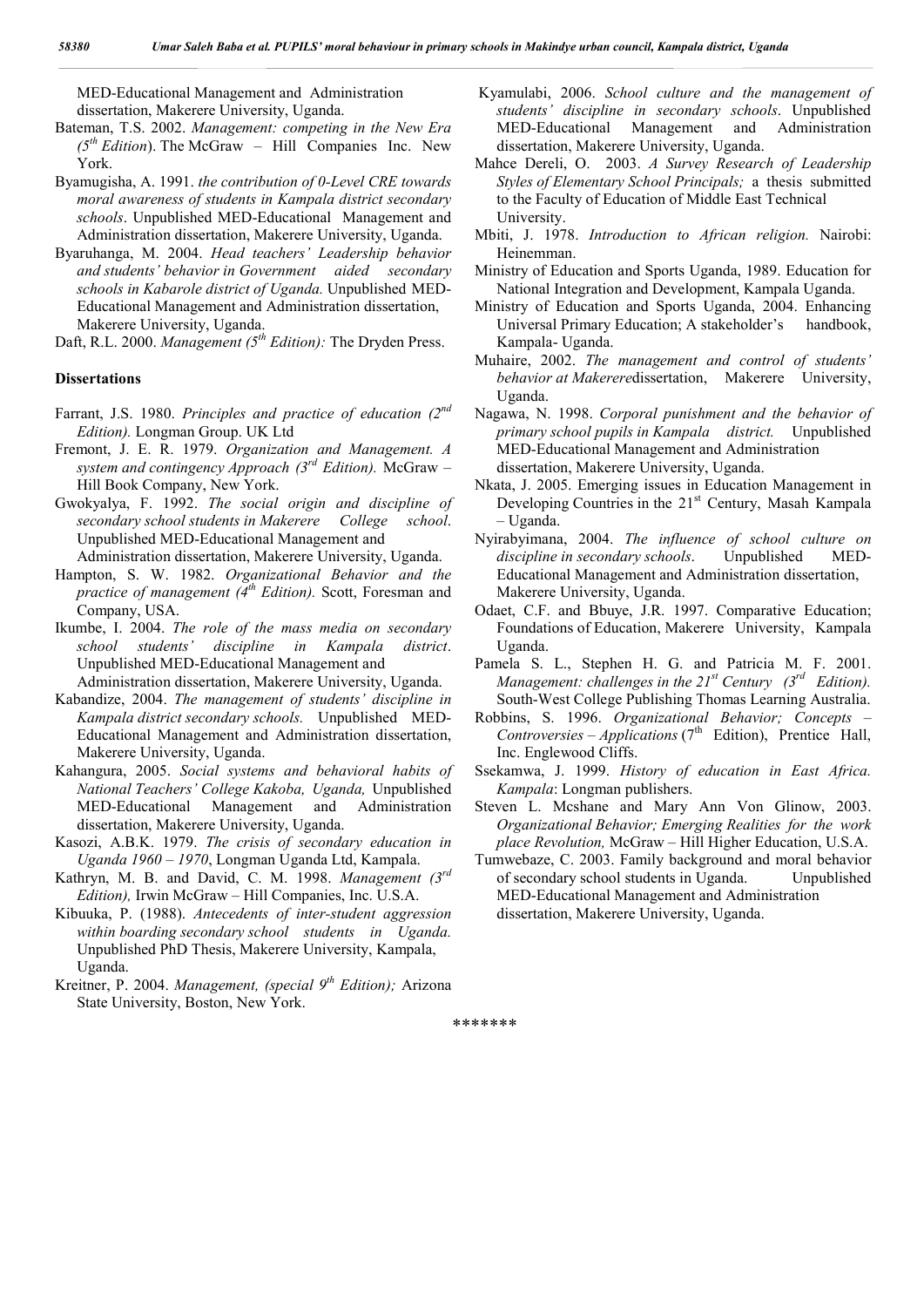MED-Educational Management and Administration dissertation, Makerere University, Uganda.

Bateman, T.S. 2002. *Management: competing in the New Era (5th Edition)*. The McGraw – Hill Companies Inc. New York.

Byamugisha, A. 1991. *the contribution of 0-Level CRE towards moral awareness of students in Kampala district secondary schools*. Unpublished MED-Educational Management and Administration dissertation, Makerere University, Uganda.

Byaruhanga, M. 2004. *Head teachers' Leadership behavior and students' behavior in Government aided secondary schools in Kabarole district of Uganda.* Unpublished MED-Educational Management and Administration dissertation, Makerere University, Uganda.

Daft, R.L. 2000. *Management (5th Edition):* The Dryden Press.

**Dissertations**

Farrant, J.S. 1980. *Principles and practice of education (2nd Edition).* Longman Group. UK Ltd

Fremont, J. E. R. 1979. *Organization and Management. A system and contingency Approach (3rd Edition).* McGraw – Hill Book Company, New York.

Gwokyalya, F. 1992. *The social origin and discipline of secondary school students in Makerere College school*. Unpublished MED-Educational Management and Administration dissertation, Makerere University, Uganda.

Hampton, S. W. 1982. *Organizational Behavior and the practice of management (4th Edition).* Scott, Foresman and Company, USA.

Ikumbe, I. 2004. *The role of the mass media on secondary school students' discipline in Kampala district*. Unpublished MED-Educational Management and Administration dissertation, Makerere University, Uganda.

Kabandize, 2004. *The management of students' discipline in Kampala district secondary schools.* Unpublished MED-Educational Management and Administration dissertation, Makerere University, Uganda.

Kahangura, 2005. *Social systems and behavioral habits of National Teachers' College Kakoba, Uganda,* Unpublished MED-Educational Management and Administration dissertation, Makerere University, Uganda.

Kasozi, A.B.K. 1979. *The crisis of secondary education in Uganda 1960 – 1970*, Longman Uganda Ltd, Kampala.

Kathryn, M. B. and David, C. M. 1998. *Management (3rd Edition),* Irwin McGraw – Hill Companies, Inc. U.S.A.

Kibuuka, P. (1988). *Antecedents of inter-student aggression within boarding secondary school students in Uganda.* Unpublished PhD Thesis, Makerere University, Kampala, Uganda.

Kreitner, P. 2004. *Management, (special 9th Edition);* Arizona State University, Boston, New York.

Kyamulabi, 2006. *School culture and the management of students' discipline in secondary schools*. Unpublished MED-Educational Management and Administration dissertation, Makerere University, Uganda.

Mahce Dereli, O. 2003. *A Survey Research of Leadership Styles of Elementary School Principals;* a thesis submitted to the Faculty of Education of Middle East Technical University.

Mbiti, J. 1978. *Introduction to African religion.* Nairobi: Heinemman.

Ministry of Education and Sports Uganda, 1989. Education for National Integration and Development, Kampala Uganda.

Ministry of Education and Sports Uganda, 2004. Enhancing Universal Primary Education; A stakeholder's handbook, Kampala- Uganda.

Muhaire, 2002. *The management and control of students' behavior at Makerere*dissertation, Makerere University, Uganda.

Nagawa, N. 1998. *Corporal punishment and the behavior of primary school pupils in Kampala district.* Unpublished MED-Educational Management and Administration dissertation, Makerere University, Uganda.

Nkata, J. 2005. Emerging issues in Education Management in Developing Countries in the 21st Century, Masah Kampala – Uganda.

Nyirabyimana, 2004. *The influence of school culture on discipline in secondary schools*. Unpublished MED-Educational Management and Administration dissertation, Makerere University, Uganda.

Odaet, C.F. and Bbuye, J.R. 1997. Comparative Education; Foundations of Education, Makerere University, Kampala Uganda.

Pamela S. L., Stephen H. G. and Patricia M. F. 2001. *Management: challenges in the 21st Century (3rd Edition).* South-West College Publishing Thomas Learning Australia.

Robbins, S. 1996. *Organizational Behavior; Concepts – Controversies – Applications* (7th Edition), Prentice Hall, Inc. Englewood Cliffs.

Ssekamwa, J. 1999. *History of education in East Africa. Kampala*: Longman publishers.

Steven L. Mcshane and Mary Ann Von Glinow, 2003. *Organizational Behavior; Emerging Realities for the work place Revolution,* McGraw – Hill Higher Education, U.S.A.

Tumwebaze, C. 2003. Family background and moral behavior of secondary school students in Uganda. Unpublished MED-Educational Management and Administration dissertation, Makerere University, Uganda.

\*\*\*\*\*\*\*